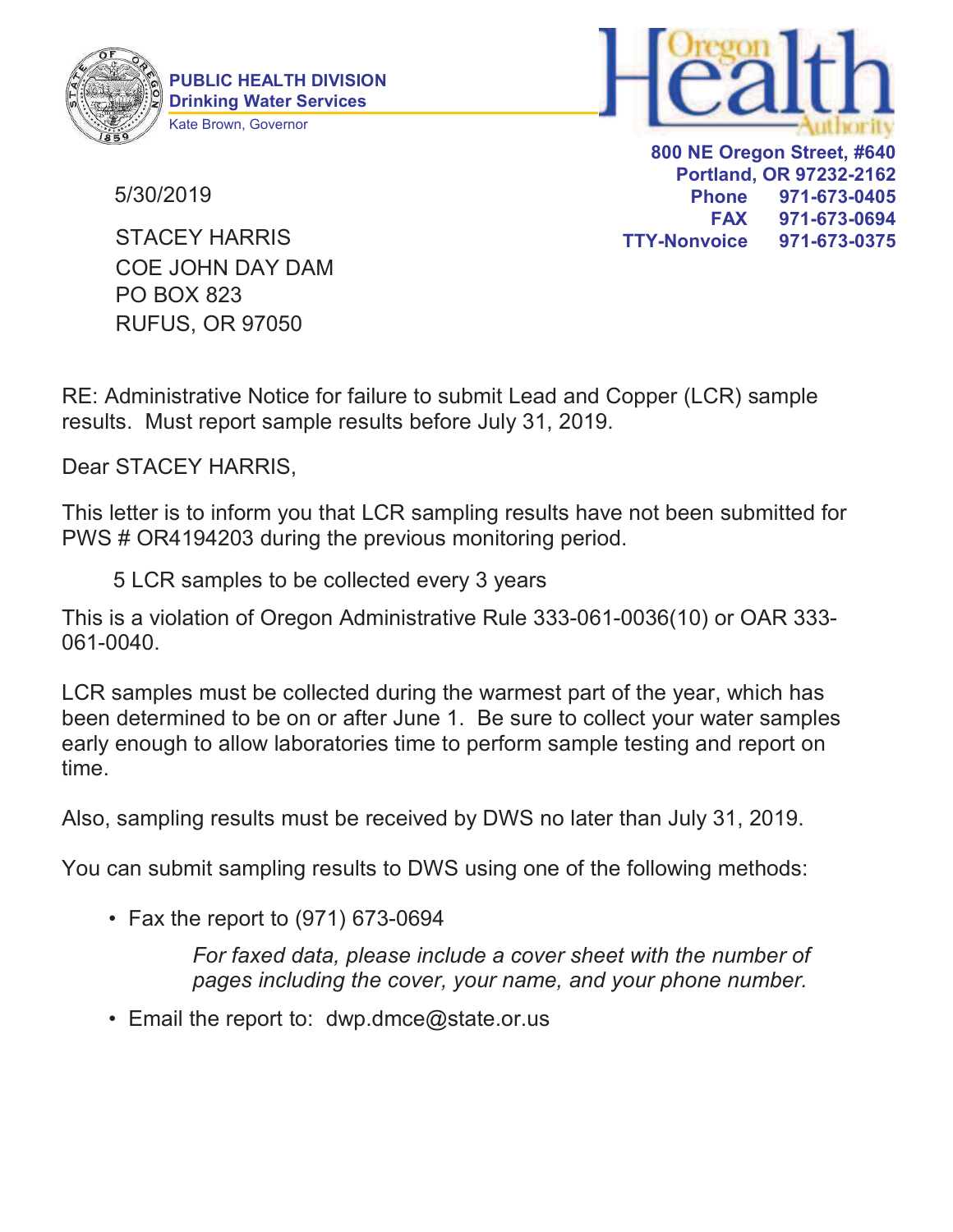PUBLIC HEALTH DIVISION
Drinking Water Services
Kate Brown, Governor

Oregon Health Authority

800 NE Oregon Street, #640
Portland, OR 97232-2162
Phone 971-673-0405
FAX 971-673-0694
TTY-Nonvoice 971-673-0375

5/30/2019

STACEY HARRIS
COE JOHN DAY DAM
PO BOX 823
RUFUS, OR 97050

RE: Administrative Notice for failure to submit Lead and Copper (LCR) sample results. Must report sample results before July 31, 2019.

Dear STACEY HARRIS,

This letter is to inform you that LCR sampling results have not been submitted for PWS # OR4194203 during the previous monitoring period.

5 LCR samples to be collected every 3 years

This is a violation of Oregon Administrative Rule 333-061-0036(10) or OAR 333-061-0040.

LCR samples must be collected during the warmest part of the year, which has been determined to be on or after June 1. Be sure to collect your water samples early enough to allow laboratories time to perform sample testing and report on time.

Also, sampling results must be received by DWS no later than July 31, 2019.

You can submit sampling results to DWS using one of the following methods:

- Fax the report to (971) 673-0694

  *For faxed data, please include a cover sheet with the number of pages including the cover, your name, and your phone number.*

- Email the report to: dwp.dmce@state.or.us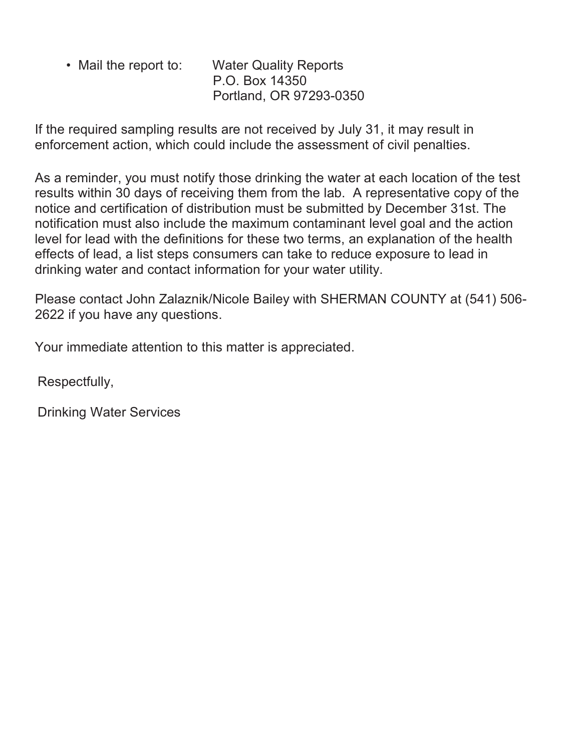- Mail the report to: Water Quality Reports
  P.O. Box 14350
  Portland, OR 97293-0350

If the required sampling results are not received by July 31, it may result in enforcement action, which could include the assessment of civil penalties.

As a reminder, you must notify those drinking the water at each location of the test results within 30 days of receiving them from the lab. A representative copy of the notice and certification of distribution must be submitted by December 31st. The notification must also include the maximum contaminant level goal and the action level for lead with the definitions for these two terms, an explanation of the health effects of lead, a list steps consumers can take to reduce exposure to lead in drinking water and contact information for your water utility.

Please contact John Zalaznik/Nicole Bailey with SHERMAN COUNTY at (541) 506-2622 if you have any questions.

Your immediate attention to this matter is appreciated.

Respectfully,

Drinking Water Services